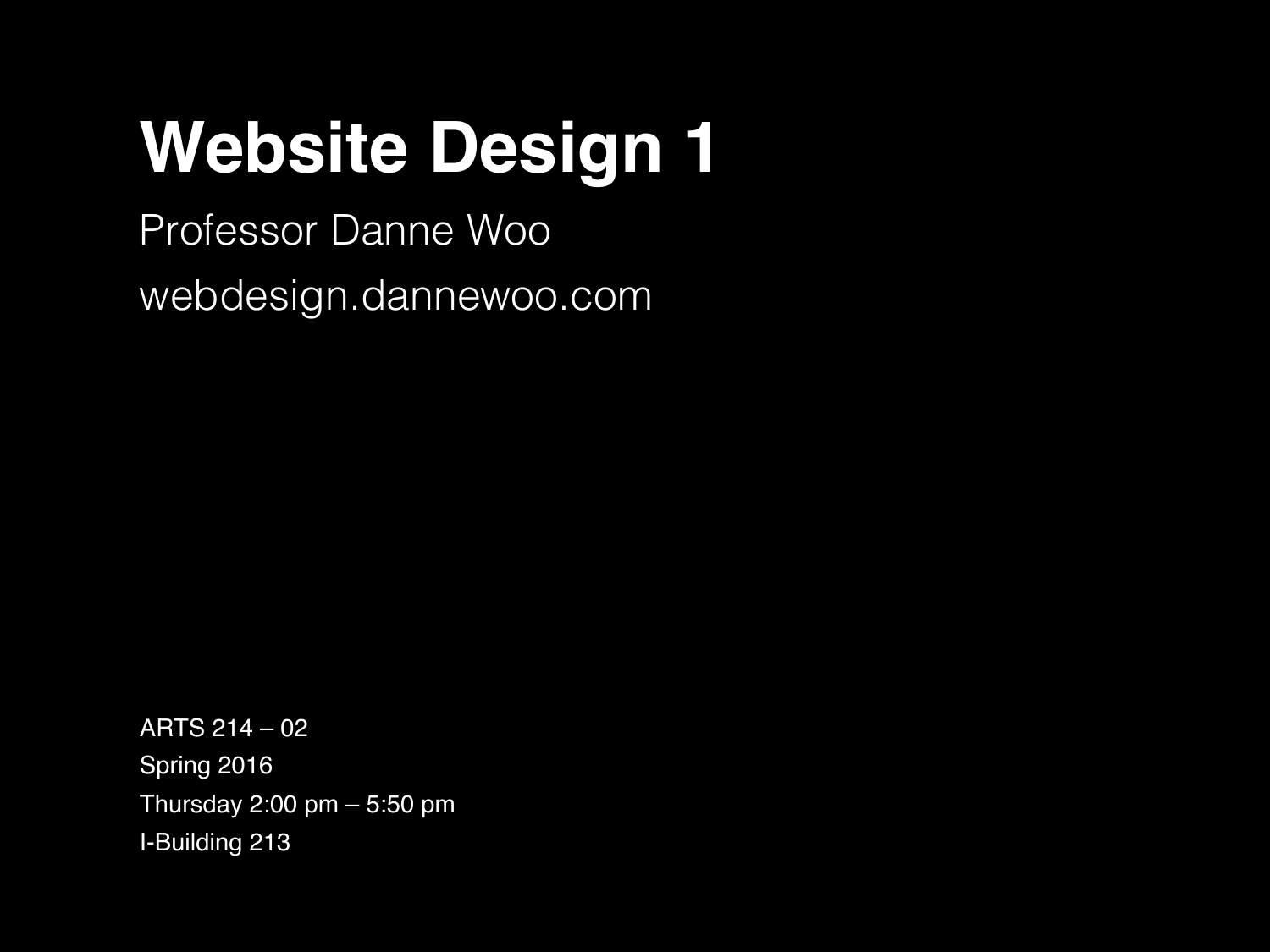# Website Design 1

Professor Danne Woo

webdesign.dannewoo.com

ARTS 214 – 02
Spring 2016
Thursday 2:00 pm – 5:50 pm
I-Building 213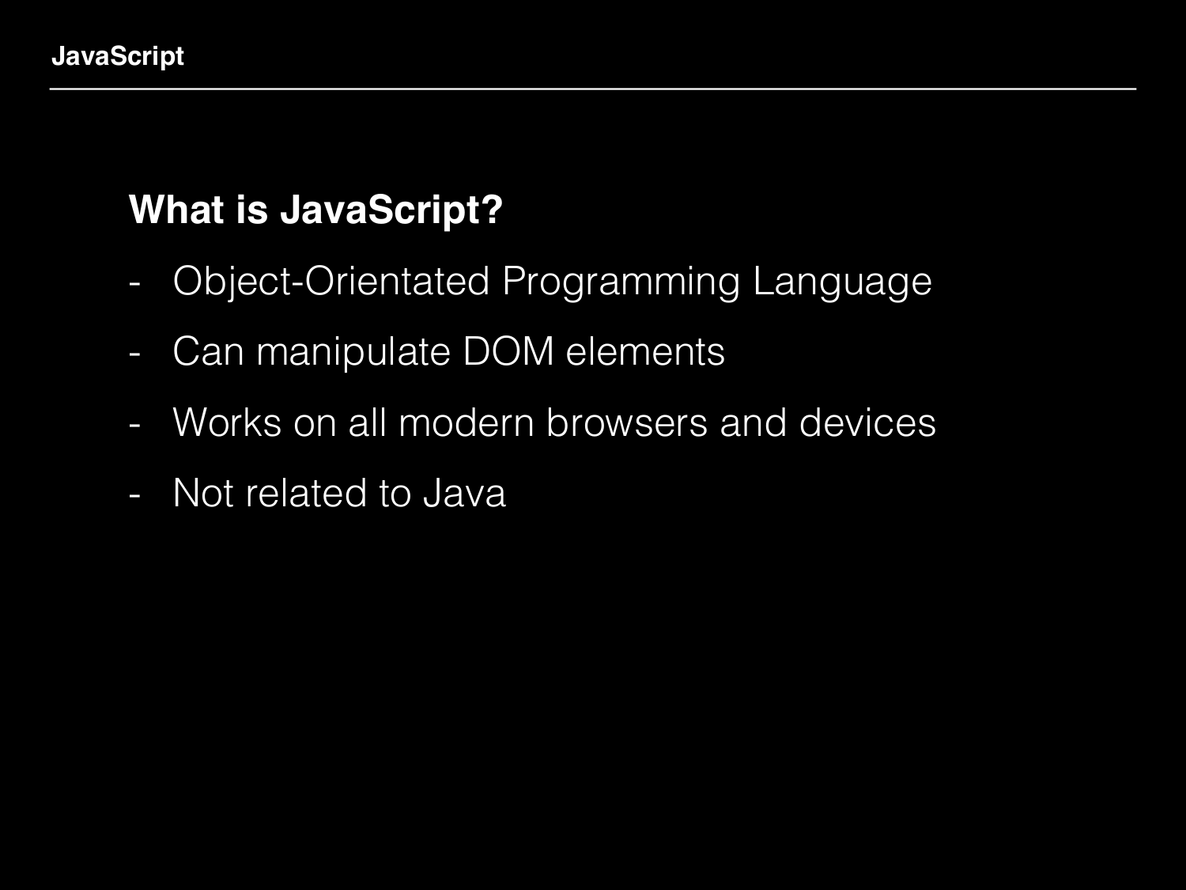## What is JavaScript?

- Object-Orientated Programming Language
- Can manipulate DOM elements
- Works on all modern browsers and devices
- Not related to Java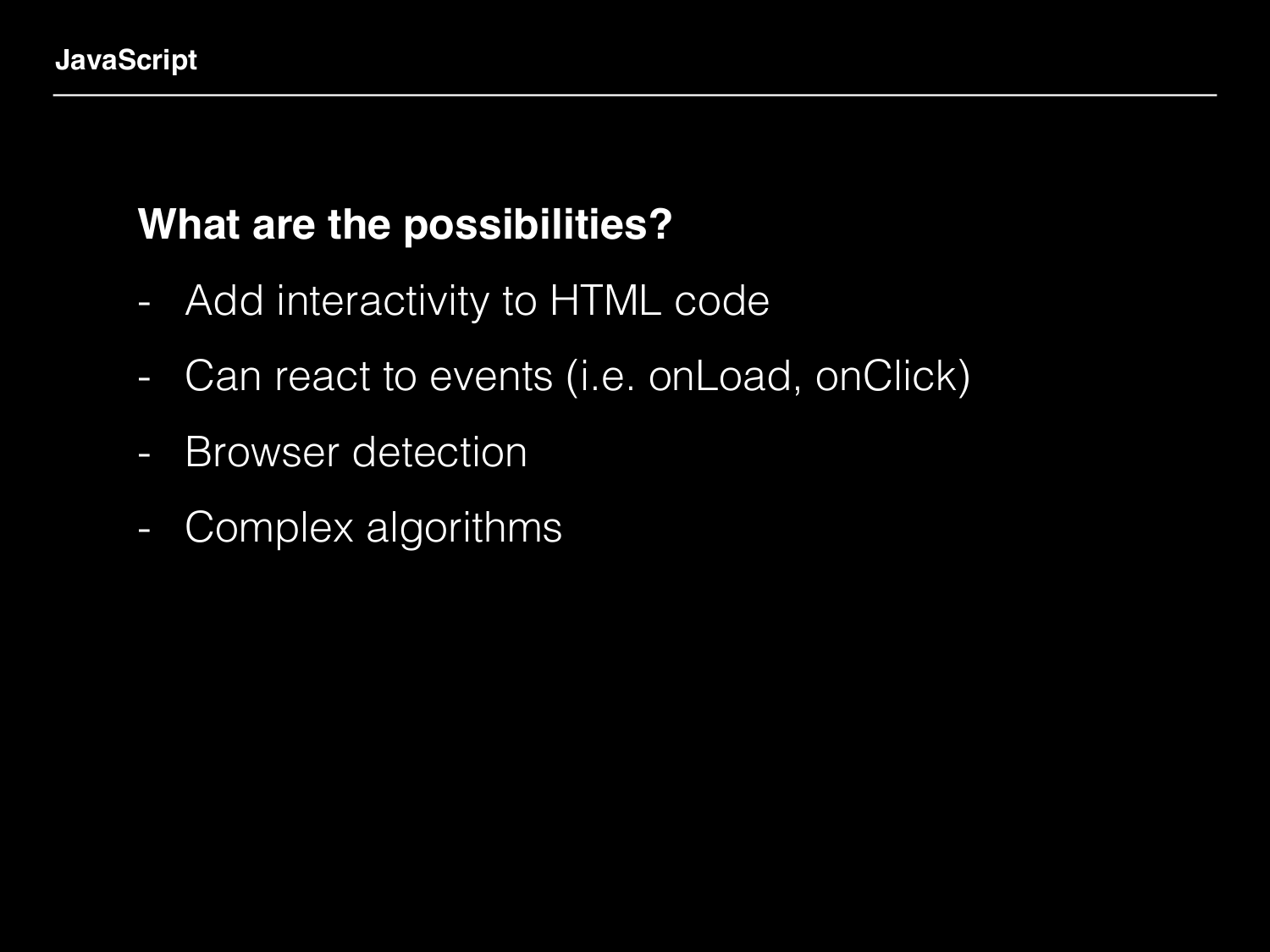**What are the possibilities?**

- Add interactivity to HTML code
- Can react to events (i.e. onLoad, onClick)
- Browser detection
- Complex algorithms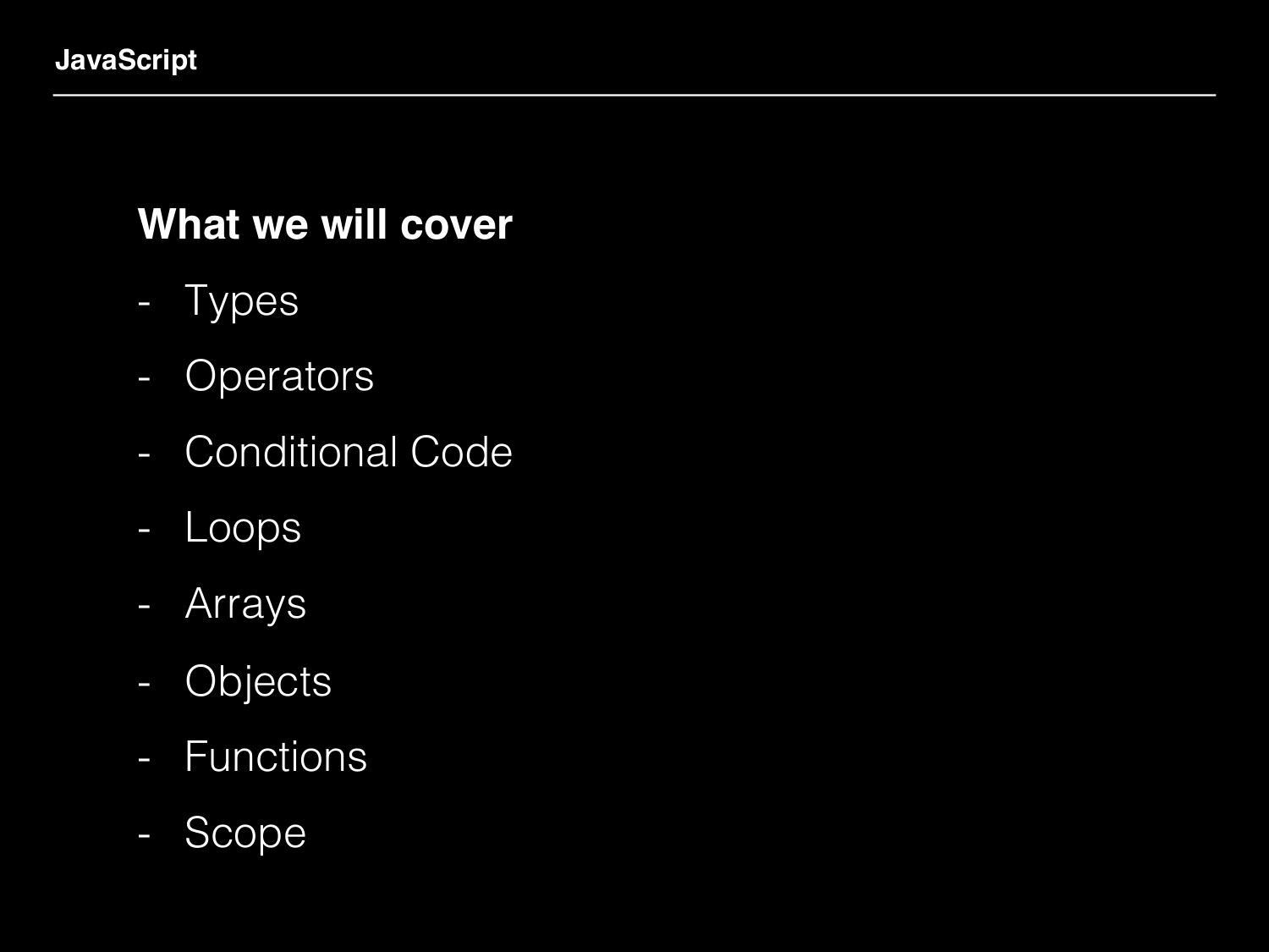## What we will cover

- Types
- Operators
- Conditional Code
- Loops
- Arrays
- Objects
- Functions
- Scope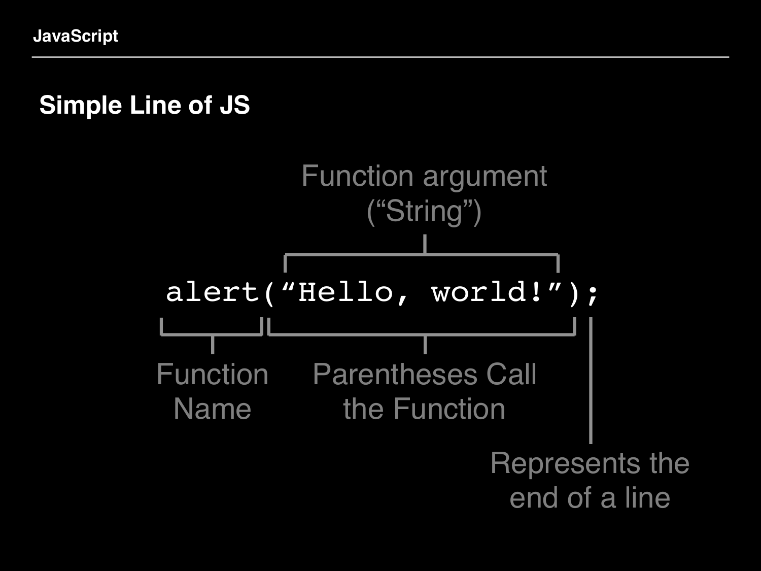## Simple Line of JS

```
alert(“Hello, world!”);
```

- Function argument (“String”)
- Function Name
- Parentheses Call the Function
- Represents the end of a line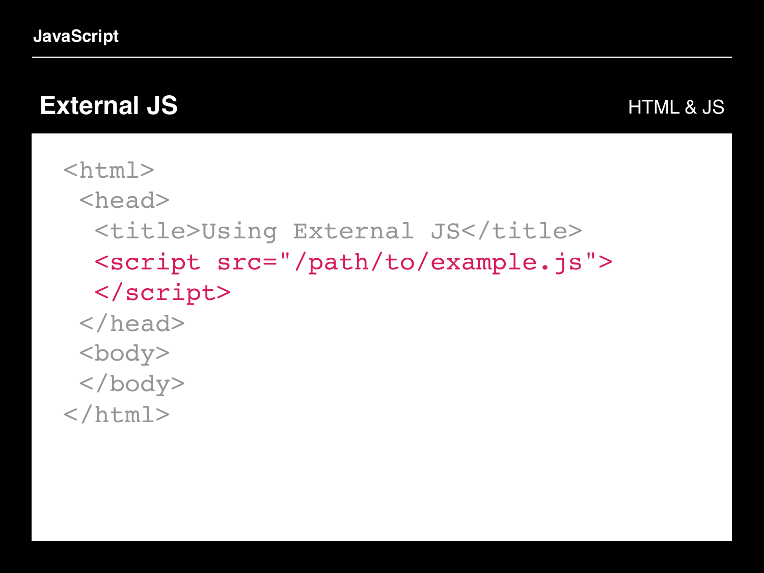## External JS

HTML & JS

```html
<html>
 <head>
  <title>Using External JS</title>
  <script src="/path/to/example.js">
  </script>
 </head>
 <body>
 </body>
</html>
```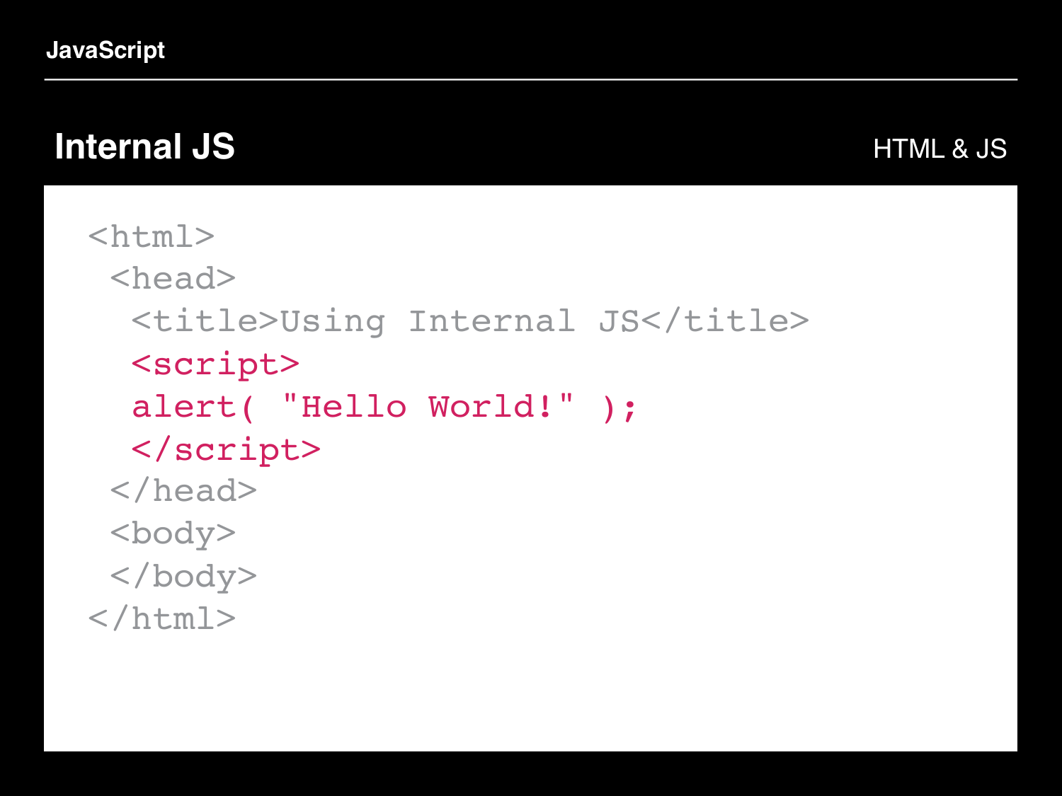## Internal JS

HTML & JS

```html
<html>
 <head>
  <title>Using Internal JS</title>
  <script>
  alert( "Hello World!" );
  </script>
 </head>
 <body>
 </body>
</html>
```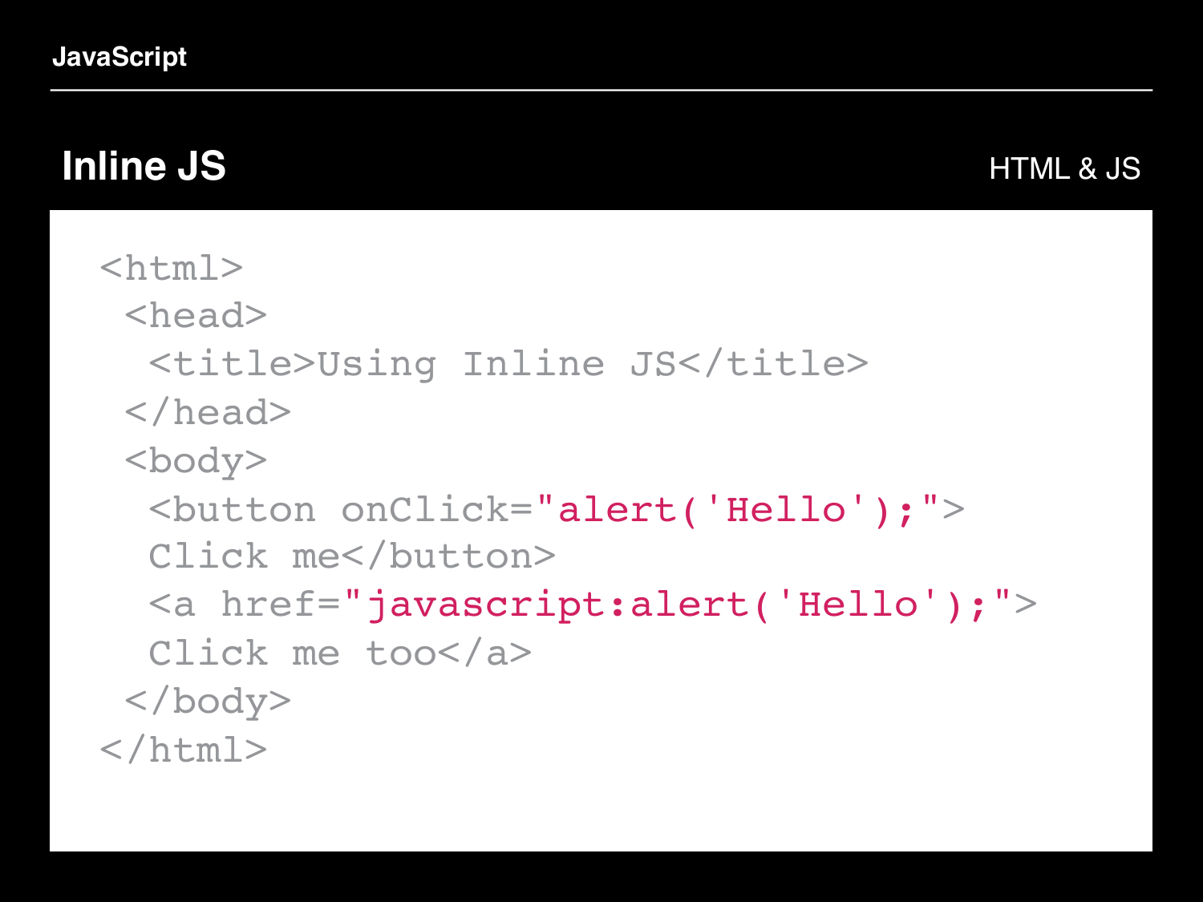## Inline JS

HTML & JS

```html
<html>
 <head>
  <title>Using Inline JS</title>
 </head>
 <body>
  <button onClick="alert('Hello');">
  Click me</button>
  <a href="javascript:alert('Hello');">
  Click me too</a>
 </body>
</html>
```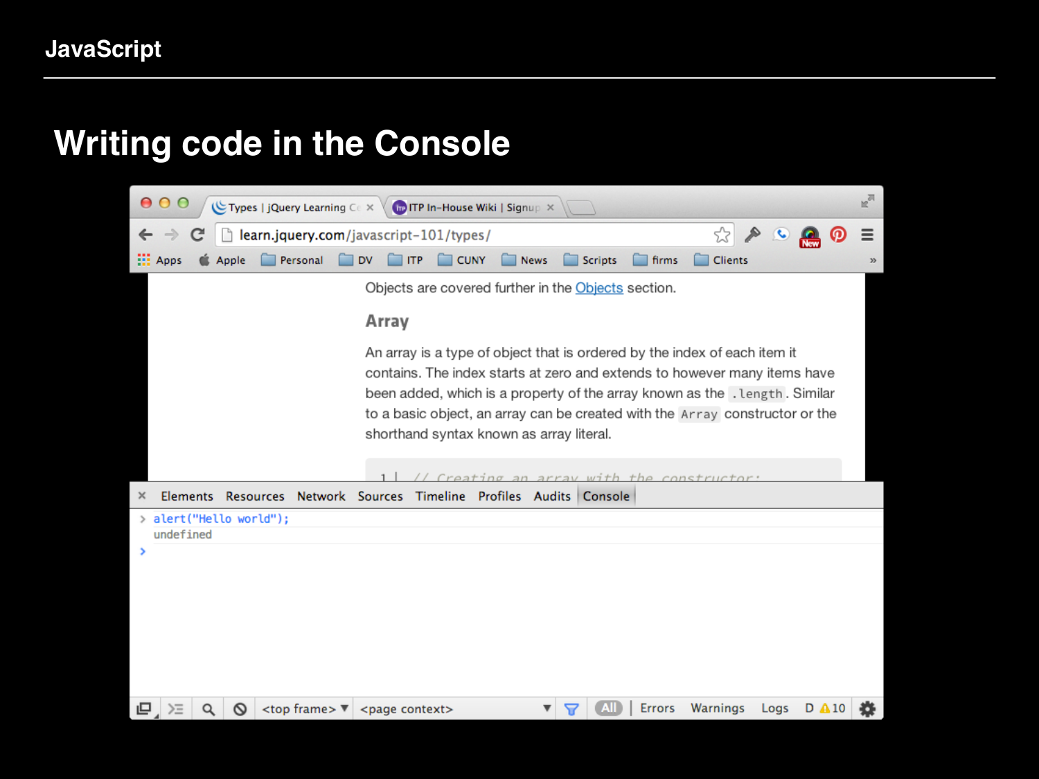# Writing code in the Console

Objects are covered further in the Objects section.

### Array

An array is a type of object that is ordered by the index of each item it contains. The index starts at zero and extends to however many items have been added, which is a property of the array known as the `.length`. Similar to a basic object, an array can be created with the `Array` constructor or the shorthand syntax known as array literal.

```
1 | // Creating an array with the constructor:
```

Elements Resources Network Sources Timeline Profiles Audits Console

```
> alert("Hello world");
  undefined
>
```

<top frame> <page context> All | Errors Warnings Logs D ⚠10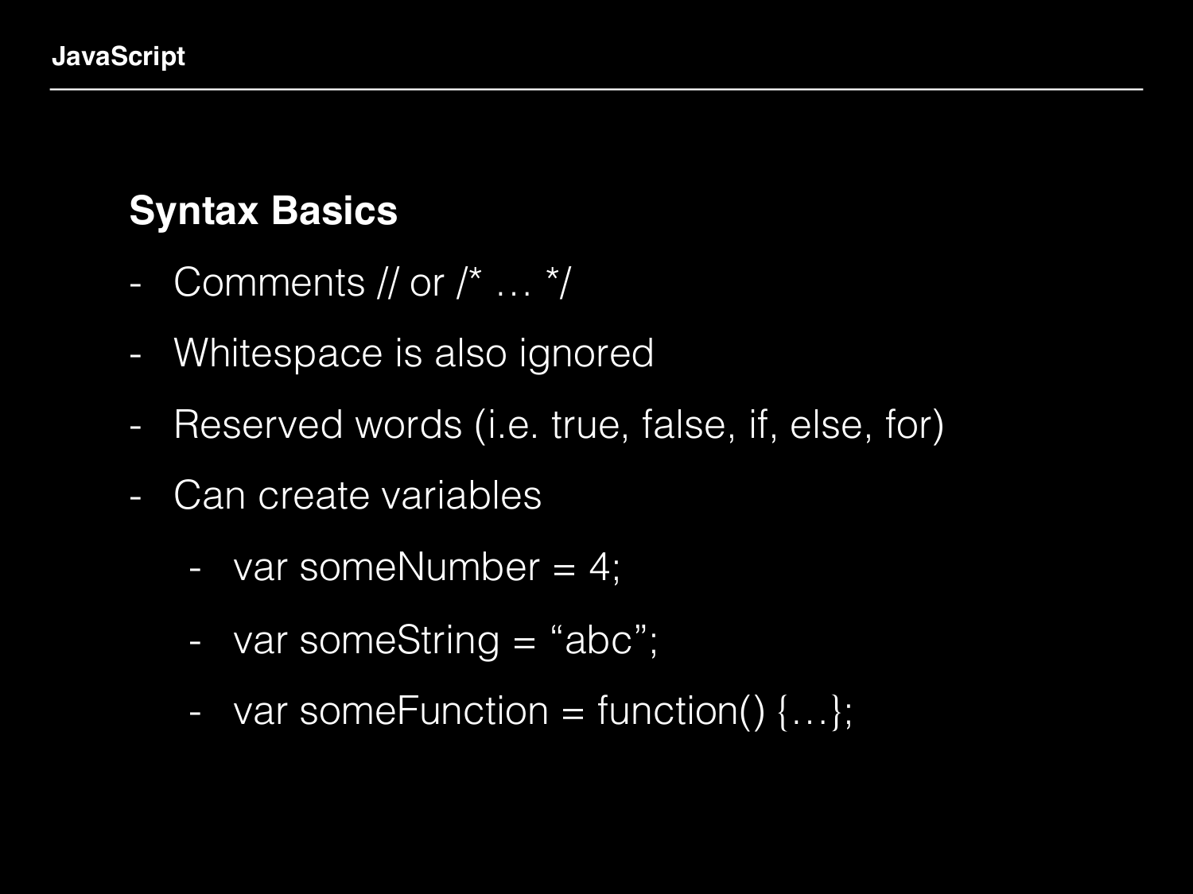## Syntax Basics

- Comments // or /* … */
- Whitespace is also ignored
- Reserved words (i.e. true, false, if, else, for)
- Can create variables
  - var someNumber = 4;
  - var someString = “abc”;
  - var someFunction = function() {…};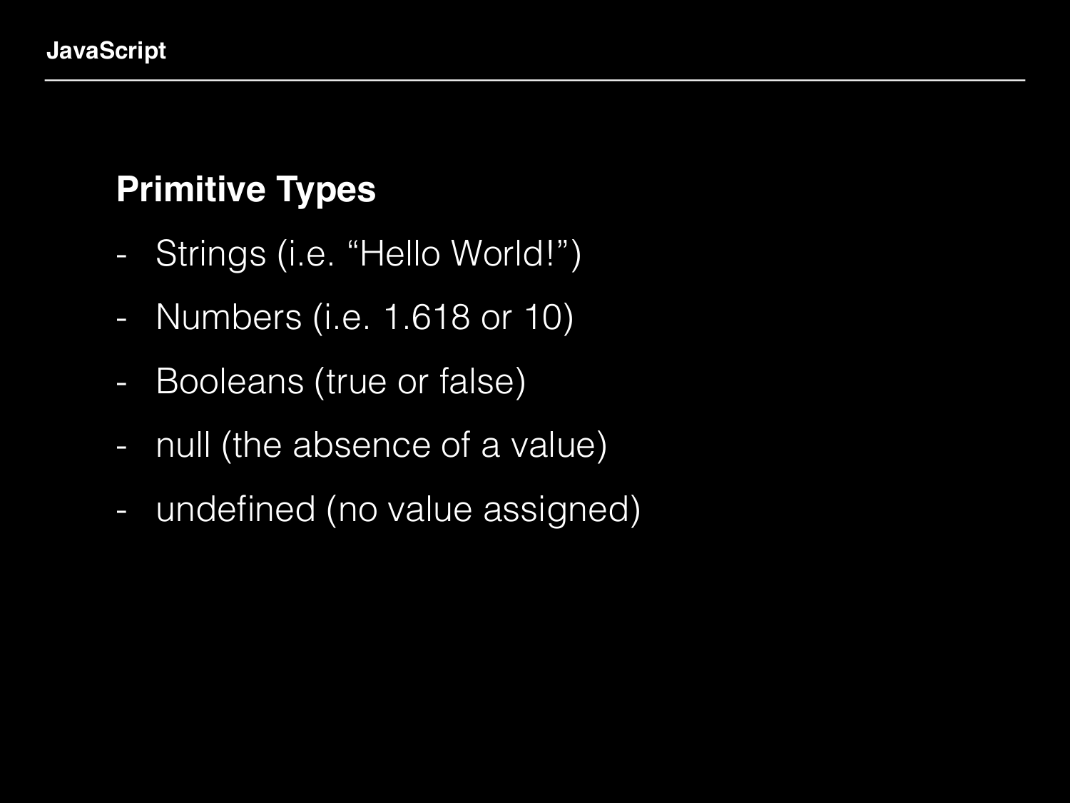## Primitive Types

- Strings (i.e. “Hello World!”)
- Numbers (i.e. 1.618 or 10)
- Booleans (true or false)
- null (the absence of a value)
- undefined (no value assigned)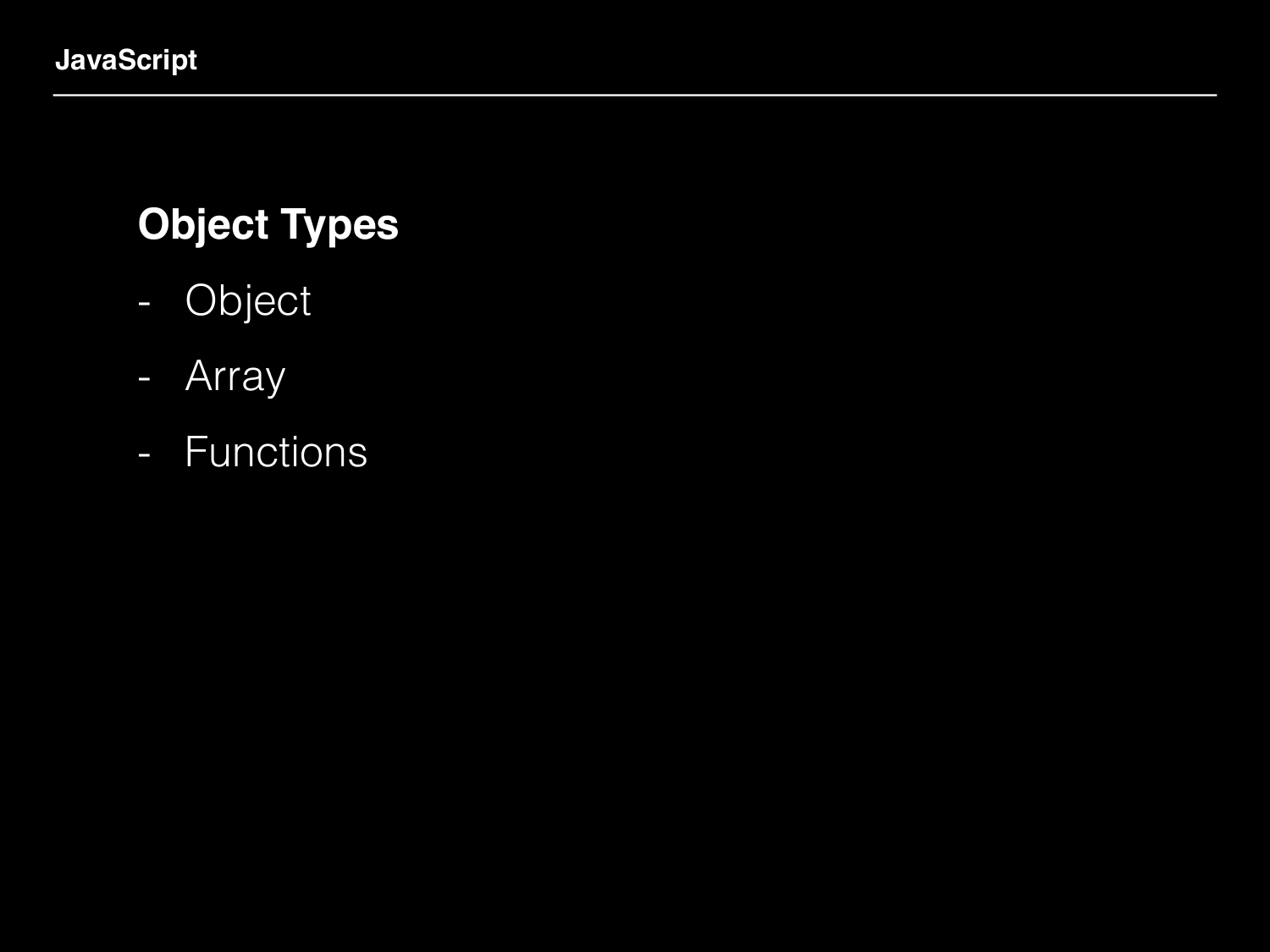## Object Types

- Object
- Array
- Functions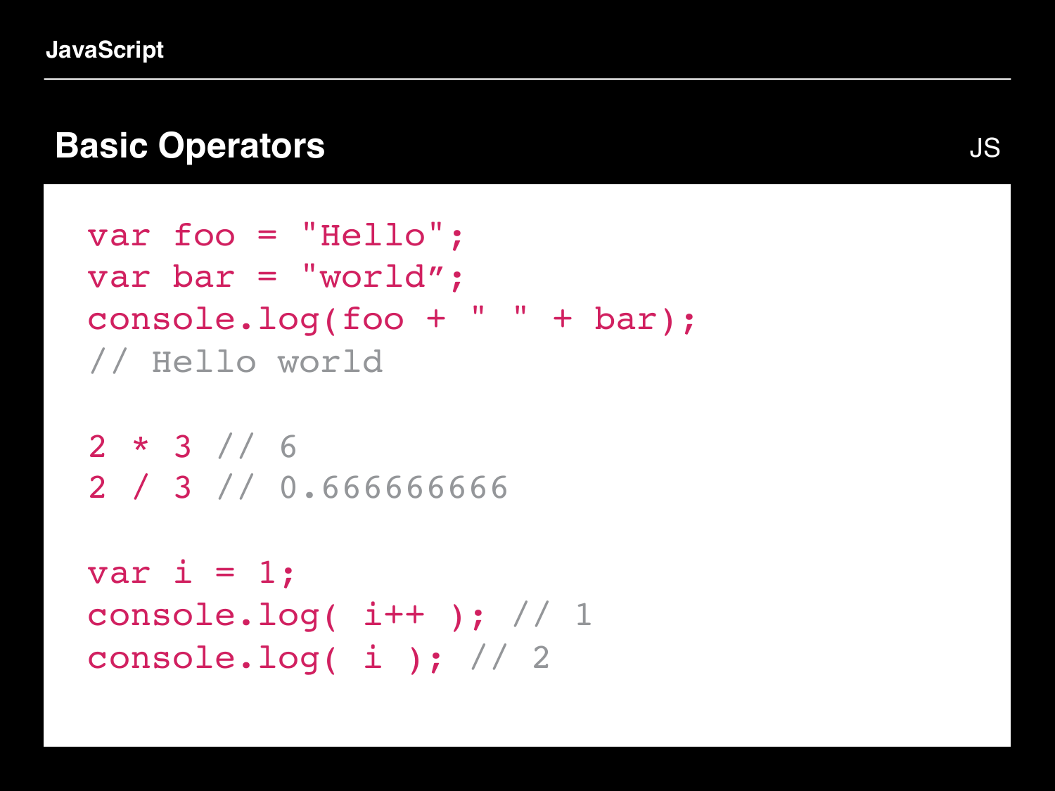## Basic Operators

JS

```
var foo = "Hello";
var bar = "world”;
console.log(foo + " " + bar);
// Hello world

2 * 3 // 6
2 / 3 // 0.666666666

var i = 1;
console.log( i++ ); // 1
console.log( i ); // 2
```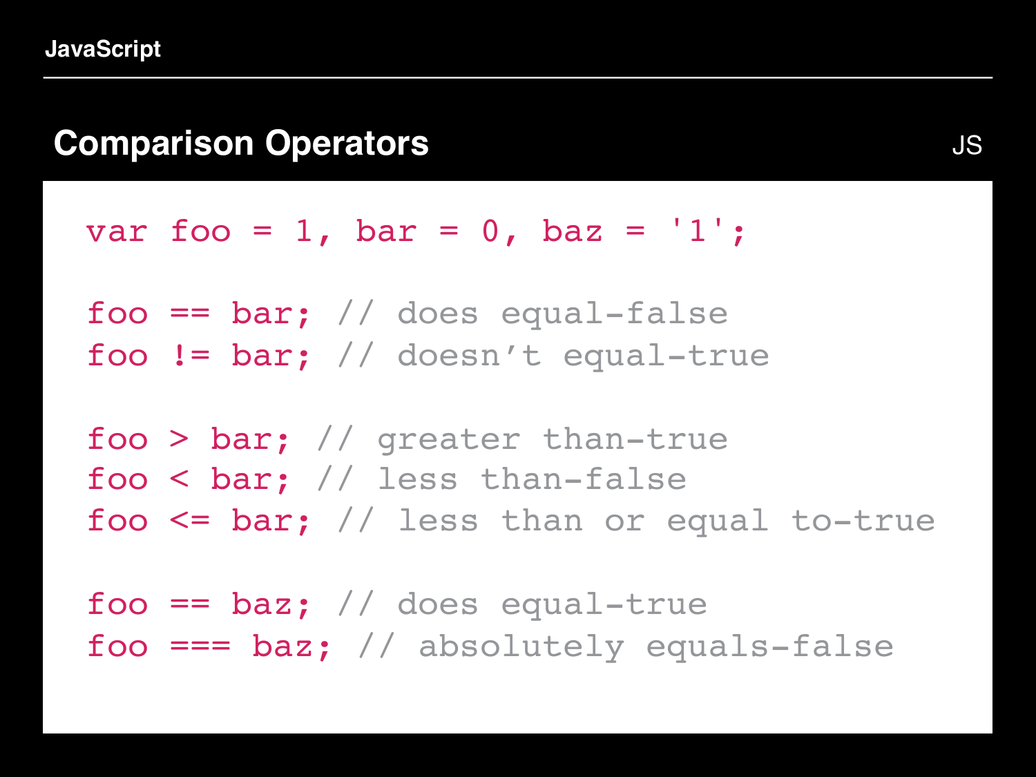## Comparison Operators

JS

```javascript
var foo = 1, bar = 0, baz = '1';

foo == bar; // does equal-false
foo != bar; // doesn’t equal-true

foo > bar; // greater than-true
foo < bar; // less than-false
foo <= bar; // less than or equal to-true

foo == baz; // does equal-true
foo === baz; // absolutely equals-false
```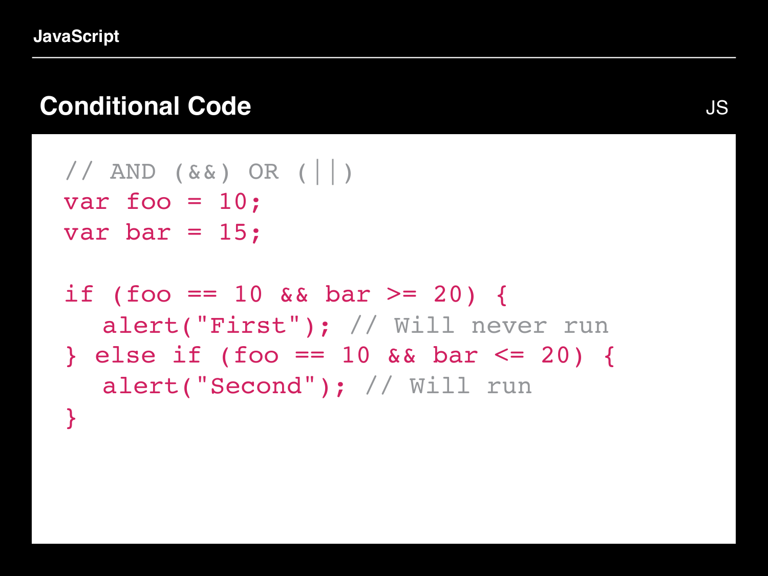## Conditional Code

JS

```
// AND (&&) OR (||)
var foo = 10;
var bar = 15;

if (foo == 10 && bar >= 20) {
   alert("First"); // Will never run
} else if (foo == 10 && bar <= 20) {
   alert("Second"); // Will run
}
```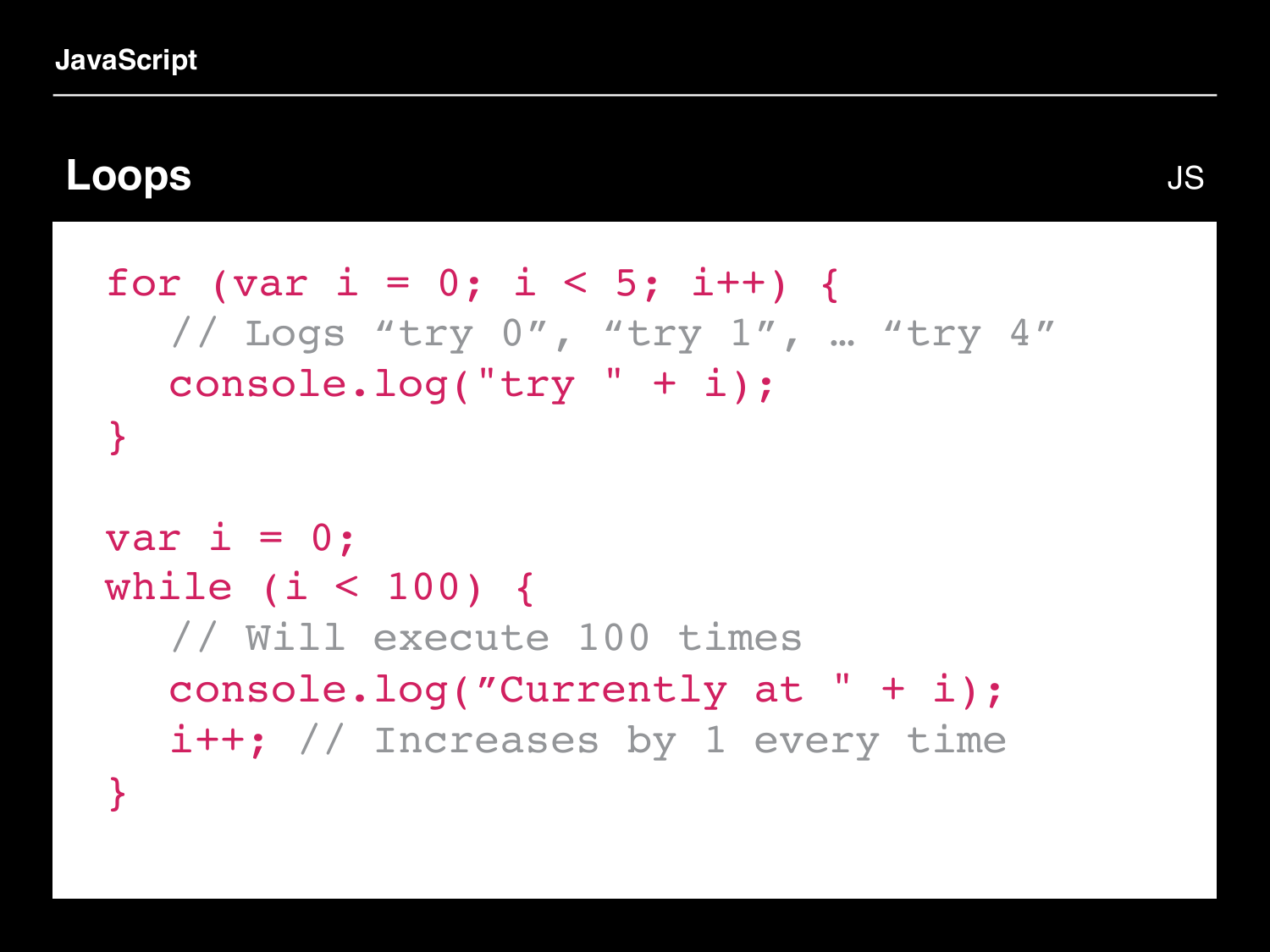## Loops

JS

```
for (var i = 0; i < 5; i++) {
   // Logs “try 0”, “try 1”, … “try 4”
   console.log("try " + i);
}

var i = 0;
while (i < 100) {
   // Will execute 100 times
   console.log(”Currently at " + i);
   i++; // Increases by 1 every time
}
```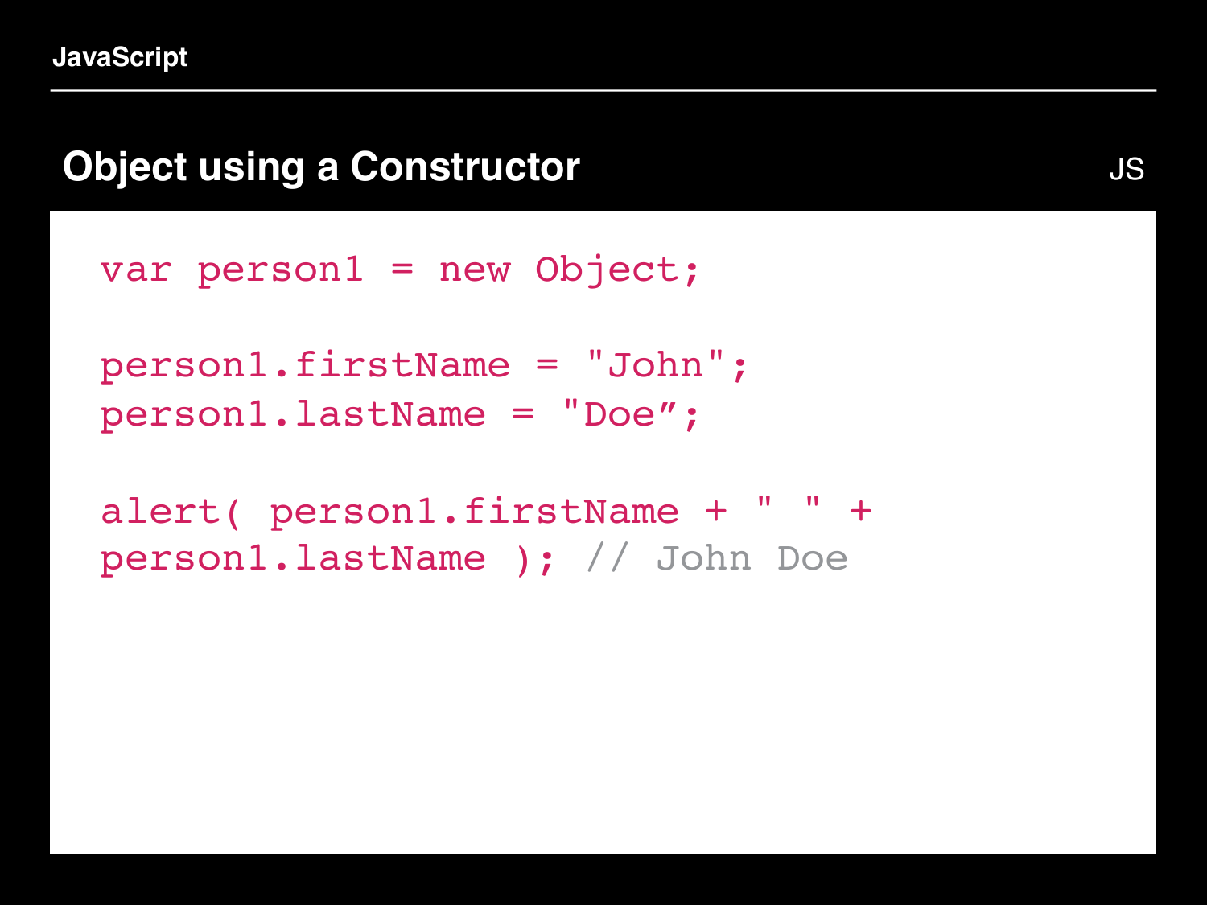## Object using a Constructor

JS

```
var person1 = new Object;

person1.firstName = "John";
person1.lastName = "Doe";

alert( person1.firstName + " " +
person1.lastName ); // John Doe
```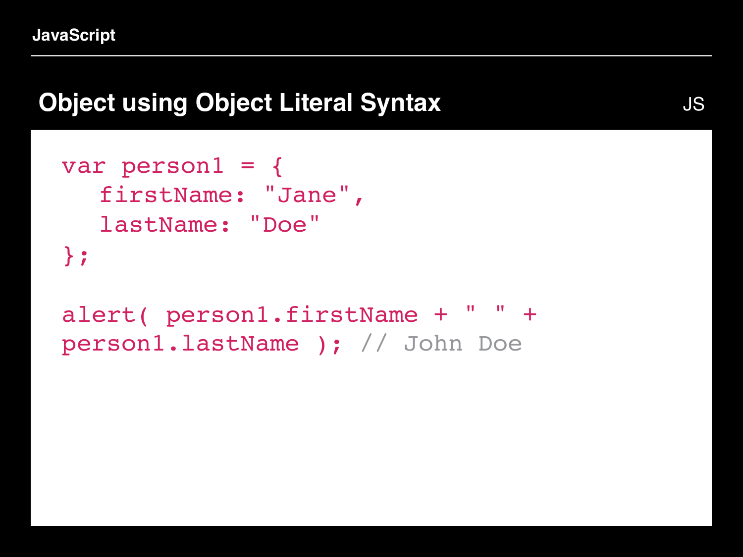# Object using Object Literal Syntax

JS

```
var person1 = {
   firstName: "Jane",
   lastName: "Doe"
};

alert( person1.firstName + " " +
person1.lastName ); // John Doe
```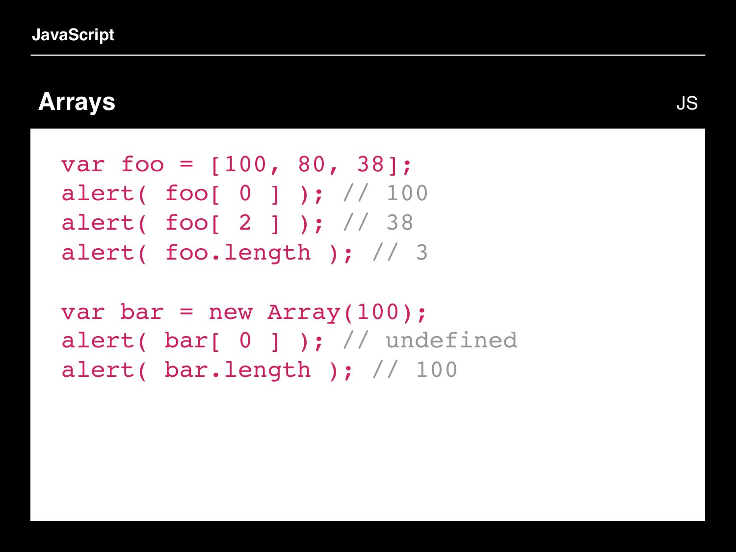## Arrays

JS

```
var foo = [100, 80, 38];
alert( foo[ 0 ] ); // 100
alert( foo[ 2 ] ); // 38
alert( foo.length ); // 3

var bar = new Array(100);
alert( bar[ 0 ] ); // undefined
alert( bar.length ); // 100
```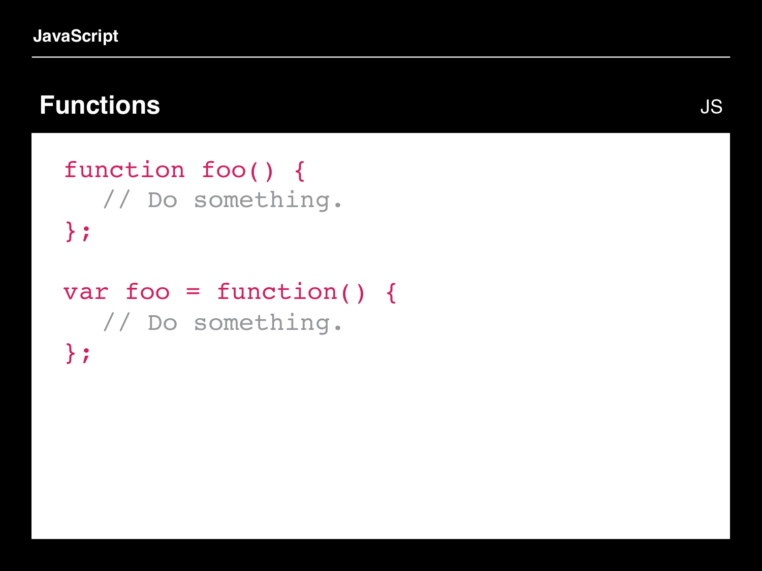## Functions

JS

```javascript
function foo() {
  // Do something.
};

var foo = function() {
  // Do something.
};
```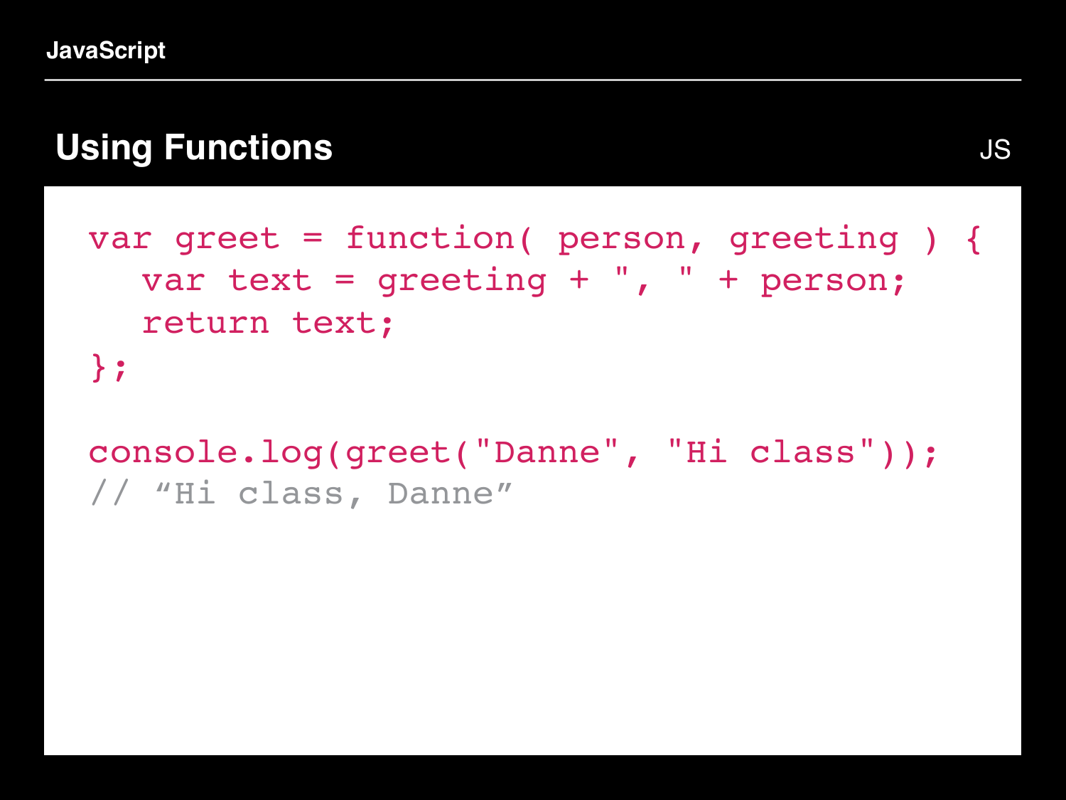## Using Functions

JS

```
var greet = function( person, greeting ) {
   var text = greeting + ", " + person;
   return text;
};

console.log(greet("Danne", "Hi class"));
// “Hi class, Danne”
```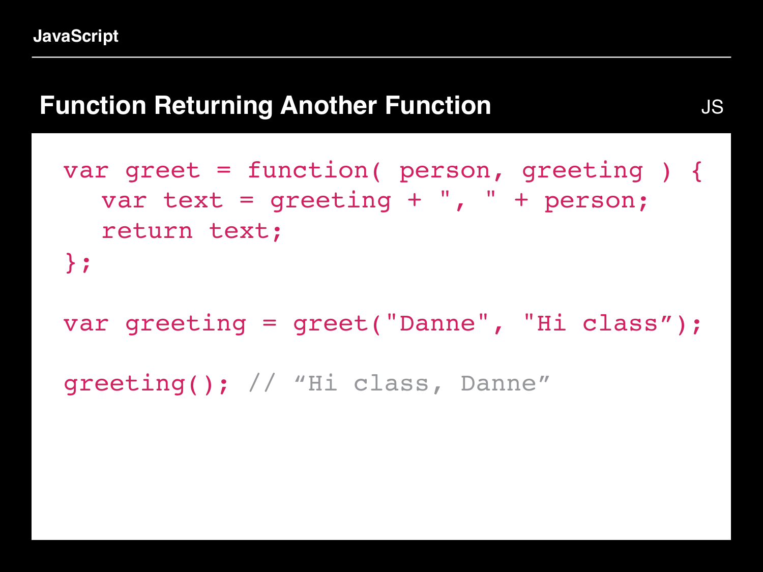## Function Returning Another Function

JS

```
var greet = function( person, greeting ) {
   var text = greeting + ", " + person;
   return text;
};

var greeting = greet("Danne", "Hi class”);

greeting(); // “Hi class, Danne”
```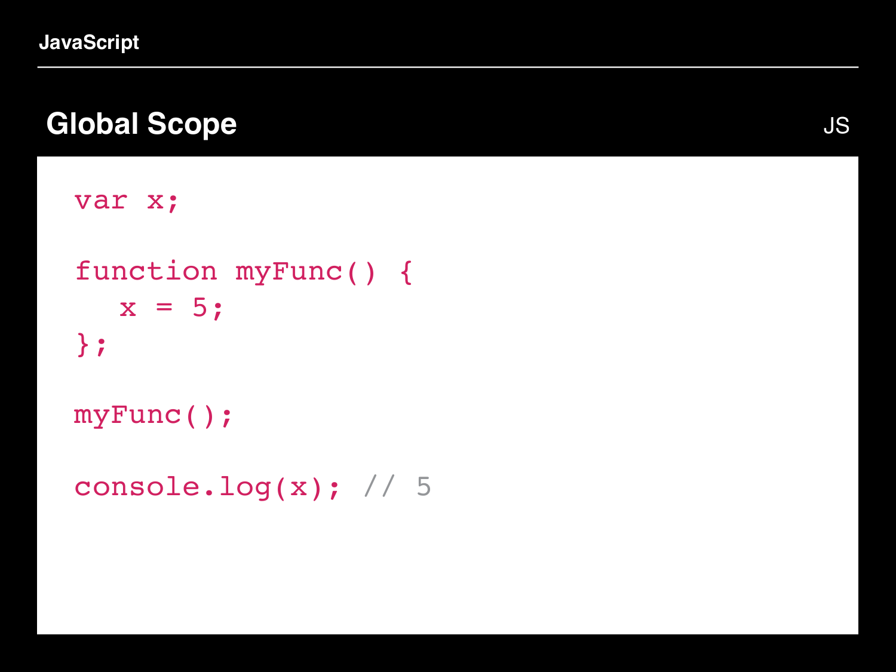## Global Scope

JS

```
var x;

function myFunc() {
   x = 5;
};

myFunc();

console.log(x); // 5
```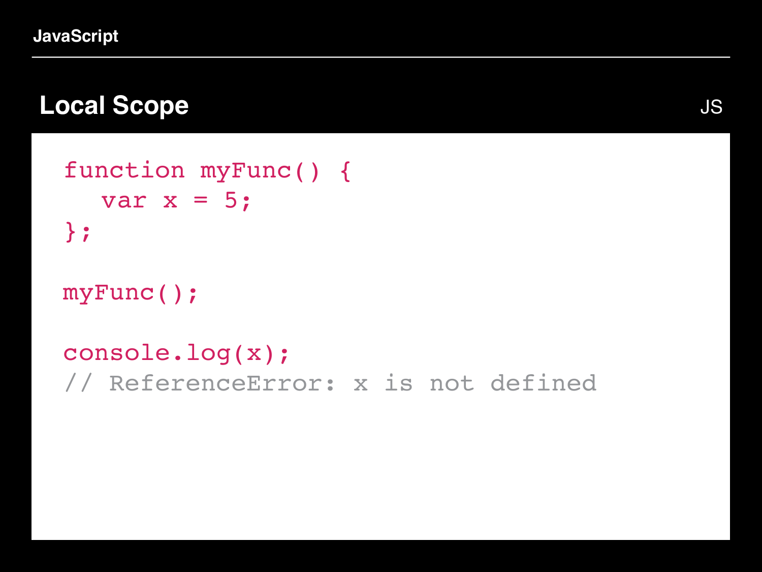## Local Scope

JS

```
function myFunc() {
  var x = 5;
};

myFunc();

console.log(x);
// ReferenceError: x is not defined
```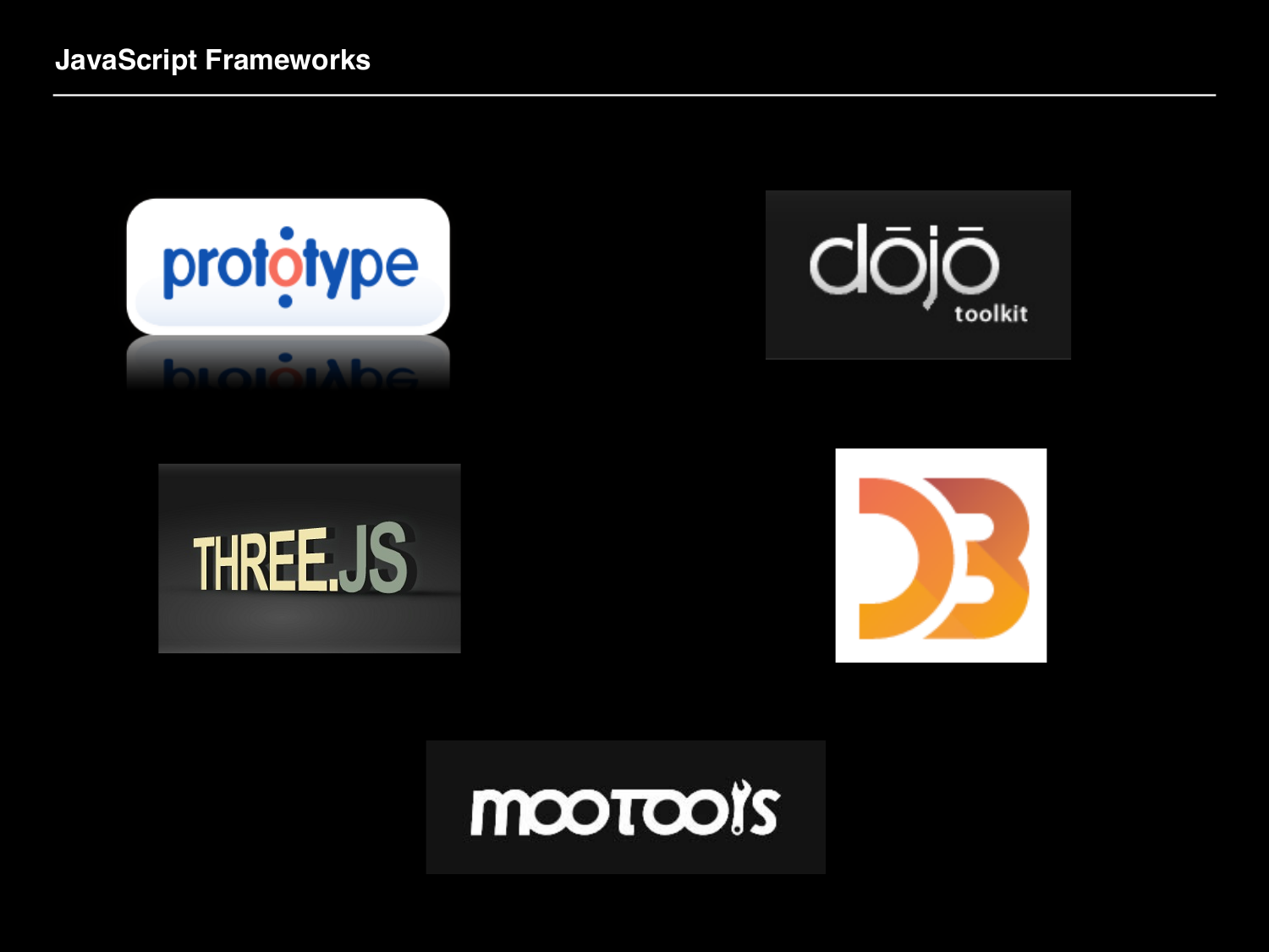# JavaScript Frameworks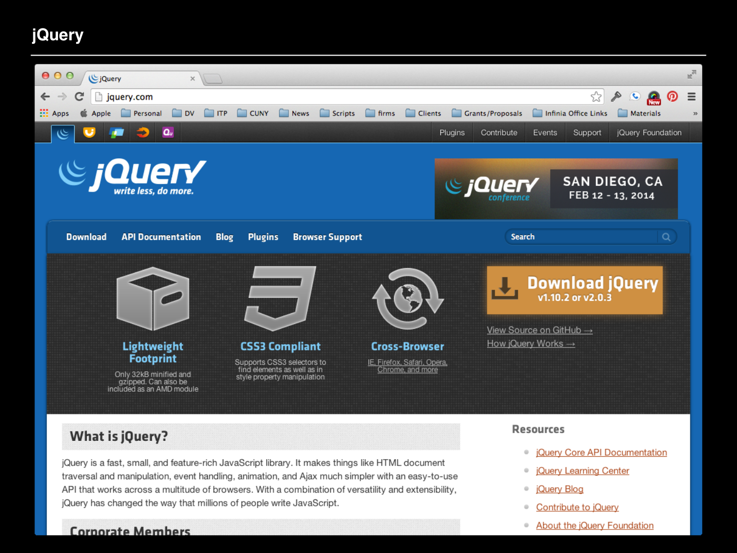# jQuery